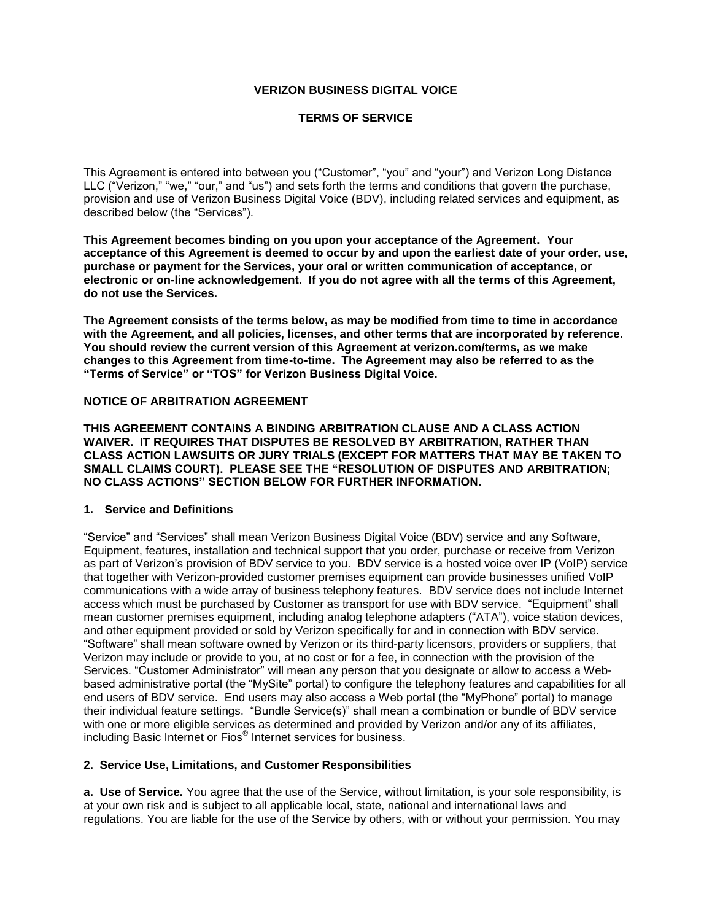# VERIZON BUSINESS DIGITAL VOICE

## TERMS OF SERVICE

This Agreement is entered into between you ("Customer", "you" and "your") and Verizon Long Distance LLC ("Verizon," "we," "our," and "us") and sets forth the terms and conditions that govern the purchase, provision and use of Verizon Business Digital Voice (BDV), including related services and equipment, as described below (the "Services").

**This Agreement becomes binding on you upon your acceptance of the Agreement. Your acceptance of this Agreement is deemed to occur by and upon the earliest date of your order, use, purchase or payment for the Services, your oral or written communication of acceptance, or electronic or on-line acknowledgement. If you do not agree with all the terms of this Agreement, do not use the Services.**

**The Agreement consists of the terms below, as may be modified from time to time in accordance with the Agreement, and all policies, licenses, and other terms that are incorporated by reference. You should review the current version of this Agreement at verizon.com/terms, as we make changes to this Agreement from time-to-time. The Agreement may also be referred to as the "Terms of Service" or "TOS" for Verizon Business Digital Voice.**

**NOTICE OF ARBITRATION AGREEMENT**

**THIS AGREEMENT CONTAINS A BINDING ARBITRATION CLAUSE AND A CLASS ACTION WAIVER. IT REQUIRES THAT DISPUTES BE RESOLVED BY ARBITRATION, RATHER THAN CLASS ACTION LAWSUITS OR JURY TRIALS (EXCEPT FOR MATTERS THAT MAY BE TAKEN TO SMALL CLAIMS COURT). PLEASE SEE THE "RESOLUTION OF DISPUTES AND ARBITRATION; NO CLASS ACTIONS" SECTION BELOW FOR FURTHER INFORMATION.**

### 1. Service and Definitions

"Service" and "Services" shall mean Verizon Business Digital Voice (BDV) service and any Software, Equipment, features, installation and technical support that you order, purchase or receive from Verizon as part of Verizon's provision of BDV service to you. BDV service is a hosted voice over IP (VoIP) service that together with Verizon-provided customer premises equipment can provide businesses unified VoIP communications with a wide array of business telephony features. BDV service does not include Internet access which must be purchased by Customer as transport for use with BDV service. "Equipment" shall mean customer premises equipment, including analog telephone adapters ("ATA"), voice station devices, and other equipment provided or sold by Verizon specifically for and in connection with BDV service. "Software" shall mean software owned by Verizon or its third-party licensors, providers or suppliers, that Verizon may include or provide to you, at no cost or for a fee, in connection with the provision of the Services. "Customer Administrator" will mean any person that you designate or allow to access a Web-based administrative portal (the "MySite" portal) to configure the telephony features and capabilities for all end users of BDV service. End users may also access a Web portal (the "MyPhone" portal) to manage their individual feature settings. "Bundle Service(s)" shall mean a combination or bundle of BDV service with one or more eligible services as determined and provided by Verizon and/or any of its affiliates, including Basic Internet or Fios® Internet services for business.

### 2. Service Use, Limitations, and Customer Responsibilities

**a. Use of Service.** You agree that the use of the Service, without limitation, is your sole responsibility, is at your own risk and is subject to all applicable local, state, national and international laws and regulations. You are liable for the use of the Service by others, with or without your permission. You may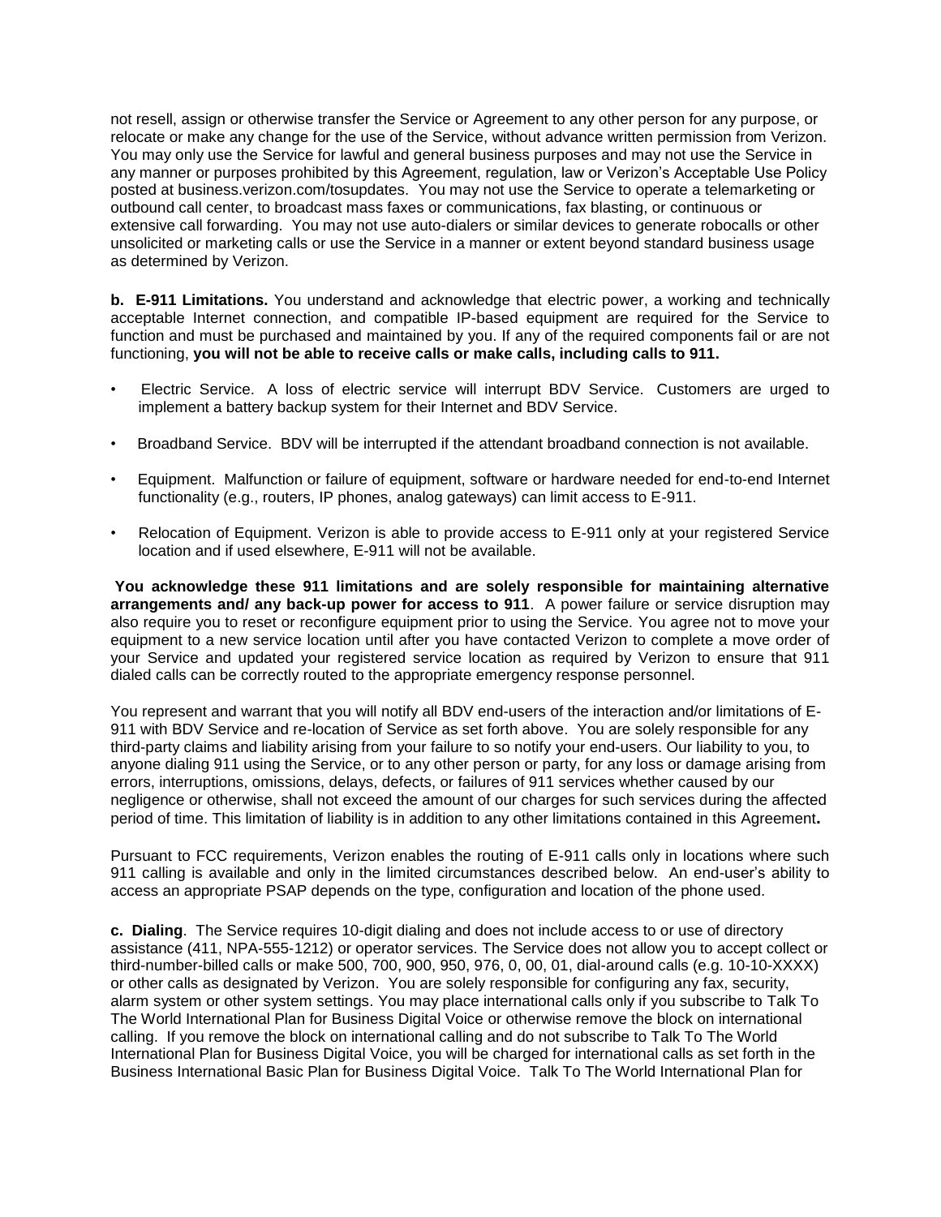not resell, assign or otherwise transfer the Service or Agreement to any other person for any purpose, or relocate or make any change for the use of the Service, without advance written permission from Verizon. You may only use the Service for lawful and general business purposes and may not use the Service in any manner or purposes prohibited by this Agreement, regulation, law or Verizon's Acceptable Use Policy posted at business.verizon.com/tosupdates. You may not use the Service to operate a telemarketing or outbound call center, to broadcast mass faxes or communications, fax blasting, or continuous or extensive call forwarding. You may not use auto-dialers or similar devices to generate robocalls or other unsolicited or marketing calls or use the Service in a manner or extent beyond standard business usage as determined by Verizon.

**b. E-911 Limitations.** You understand and acknowledge that electric power, a working and technically acceptable Internet connection, and compatible IP-based equipment are required for the Service to function and must be purchased and maintained by you. If any of the required components fail or are not functioning, **you will not be able to receive calls or make calls, including calls to 911.**

- Electric Service. A loss of electric service will interrupt BDV Service. Customers are urged to implement a battery backup system for their Internet and BDV Service.
- Broadband Service. BDV will be interrupted if the attendant broadband connection is not available.
- Equipment. Malfunction or failure of equipment, software or hardware needed for end-to-end Internet functionality (e.g., routers, IP phones, analog gateways) can limit access to E-911.
- Relocation of Equipment. Verizon is able to provide access to E-911 only at your registered Service location and if used elsewhere, E-911 will not be available.

**You acknowledge these 911 limitations and are solely responsible for maintaining alternative arrangements and/ any back-up power for access to 911**. A power failure or service disruption may also require you to reset or reconfigure equipment prior to using the Service. You agree not to move your equipment to a new service location until after you have contacted Verizon to complete a move order of your Service and updated your registered service location as required by Verizon to ensure that 911 dialed calls can be correctly routed to the appropriate emergency response personnel.

You represent and warrant that you will notify all BDV end-users of the interaction and/or limitations of E-911 with BDV Service and re-location of Service as set forth above. You are solely responsible for any third-party claims and liability arising from your failure to so notify your end-users. Our liability to you, to anyone dialing 911 using the Service, or to any other person or party, for any loss or damage arising from errors, interruptions, omissions, delays, defects, or failures of 911 services whether caused by our negligence or otherwise, shall not exceed the amount of our charges for such services during the affected period of time. This limitation of liability is in addition to any other limitations contained in this Agreement**.**

Pursuant to FCC requirements, Verizon enables the routing of E-911 calls only in locations where such 911 calling is available and only in the limited circumstances described below. An end-user's ability to access an appropriate PSAP depends on the type, configuration and location of the phone used.

**c. Dialing**. The Service requires 10-digit dialing and does not include access to or use of directory assistance (411, NPA-555-1212) or operator services. The Service does not allow you to accept collect or third-number-billed calls or make 500, 700, 900, 950, 976, 0, 00, 01, dial-around calls (e.g. 10-10-XXXX) or other calls as designated by Verizon. You are solely responsible for configuring any fax, security, alarm system or other system settings. You may place international calls only if you subscribe to Talk To The World International Plan for Business Digital Voice or otherwise remove the block on international calling. If you remove the block on international calling and do not subscribe to Talk To The World International Plan for Business Digital Voice, you will be charged for international calls as set forth in the Business International Basic Plan for Business Digital Voice. Talk To The World International Plan for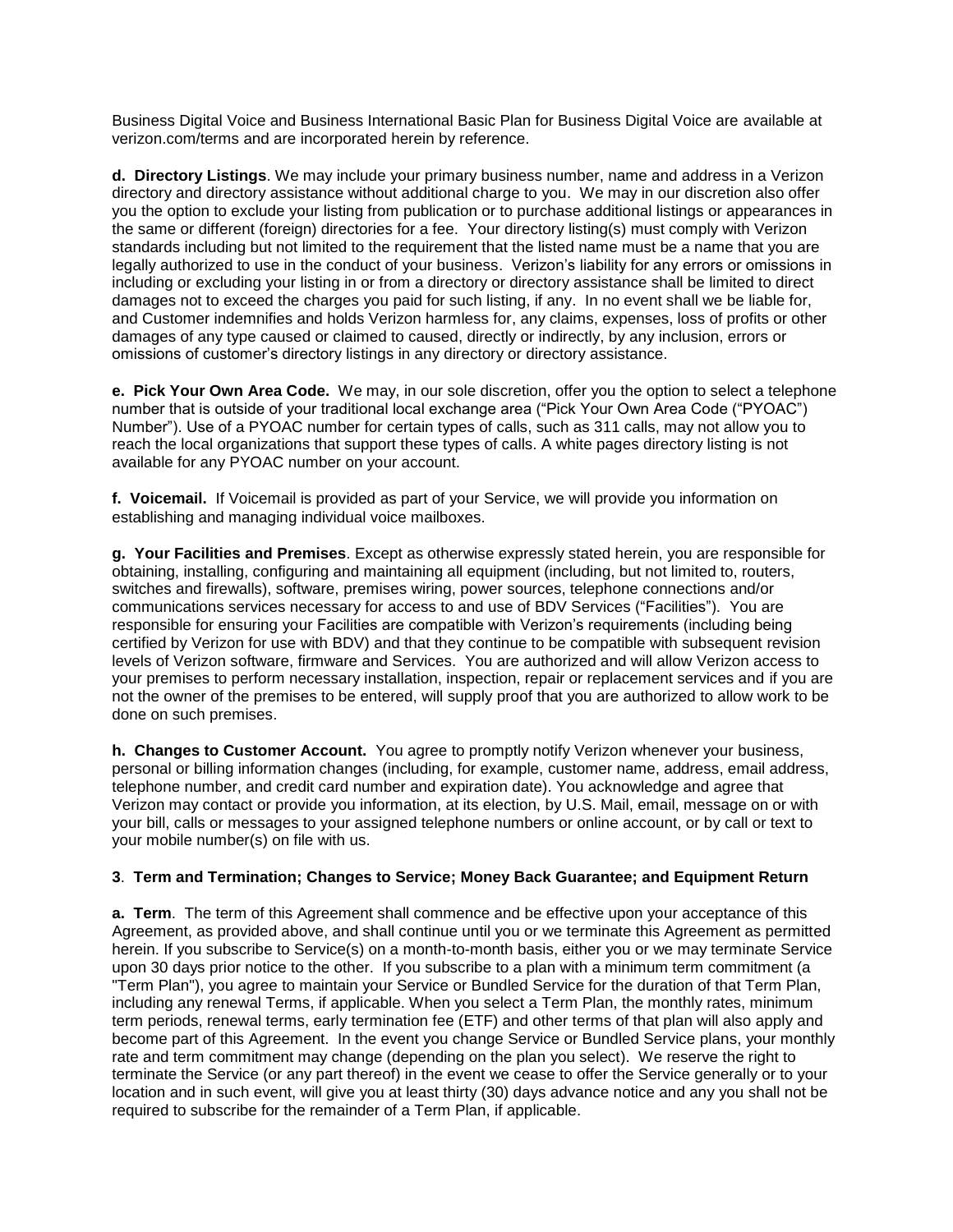Business Digital Voice and Business International Basic Plan for Business Digital Voice are available at verizon.com/terms and are incorporated herein by reference.

**d. Directory Listings**. We may include your primary business number, name and address in a Verizon directory and directory assistance without additional charge to you. We may in our discretion also offer you the option to exclude your listing from publication or to purchase additional listings or appearances in the same or different (foreign) directories for a fee. Your directory listing(s) must comply with Verizon standards including but not limited to the requirement that the listed name must be a name that you are legally authorized to use in the conduct of your business. Verizon's liability for any errors or omissions in including or excluding your listing in or from a directory or directory assistance shall be limited to direct damages not to exceed the charges you paid for such listing, if any. In no event shall we be liable for, and Customer indemnifies and holds Verizon harmless for, any claims, expenses, loss of profits or other damages of any type caused or claimed to caused, directly or indirectly, by any inclusion, errors or omissions of customer's directory listings in any directory or directory assistance.

**e. Pick Your Own Area Code.** We may, in our sole discretion, offer you the option to select a telephone number that is outside of your traditional local exchange area ("Pick Your Own Area Code ("PYOAC") Number"). Use of a PYOAC number for certain types of calls, such as 311 calls, may not allow you to reach the local organizations that support these types of calls. A white pages directory listing is not available for any PYOAC number on your account.

**f. Voicemail.** If Voicemail is provided as part of your Service, we will provide you information on establishing and managing individual voice mailboxes.

**g. Your Facilities and Premises**. Except as otherwise expressly stated herein, you are responsible for obtaining, installing, configuring and maintaining all equipment (including, but not limited to, routers, switches and firewalls), software, premises wiring, power sources, telephone connections and/or communications services necessary for access to and use of BDV Services ("Facilities"). You are responsible for ensuring your Facilities are compatible with Verizon's requirements (including being certified by Verizon for use with BDV) and that they continue to be compatible with subsequent revision levels of Verizon software, firmware and Services. You are authorized and will allow Verizon access to your premises to perform necessary installation, inspection, repair or replacement services and if you are not the owner of the premises to be entered, will supply proof that you are authorized to allow work to be done on such premises.

**h. Changes to Customer Account.** You agree to promptly notify Verizon whenever your business, personal or billing information changes (including, for example, customer name, address, email address, telephone number, and credit card number and expiration date). You acknowledge and agree that Verizon may contact or provide you information, at its election, by U.S. Mail, email, message on or with your bill, calls or messages to your assigned telephone numbers or online account, or by call or text to your mobile number(s) on file with us.

**3**. **Term and Termination; Changes to Service; Money Back Guarantee; and Equipment Return**

**a. Term**. The term of this Agreement shall commence and be effective upon your acceptance of this Agreement, as provided above, and shall continue until you or we terminate this Agreement as permitted herein. If you subscribe to Service(s) on a month-to-month basis, either you or we may terminate Service upon 30 days prior notice to the other. If you subscribe to a plan with a minimum term commitment (a "Term Plan"), you agree to maintain your Service or Bundled Service for the duration of that Term Plan, including any renewal Terms, if applicable. When you select a Term Plan, the monthly rates, minimum term periods, renewal terms, early termination fee (ETF) and other terms of that plan will also apply and become part of this Agreement. In the event you change Service or Bundled Service plans, your monthly rate and term commitment may change (depending on the plan you select). We reserve the right to terminate the Service (or any part thereof) in the event we cease to offer the Service generally or to your location and in such event, will give you at least thirty (30) days advance notice and any you shall not be required to subscribe for the remainder of a Term Plan, if applicable.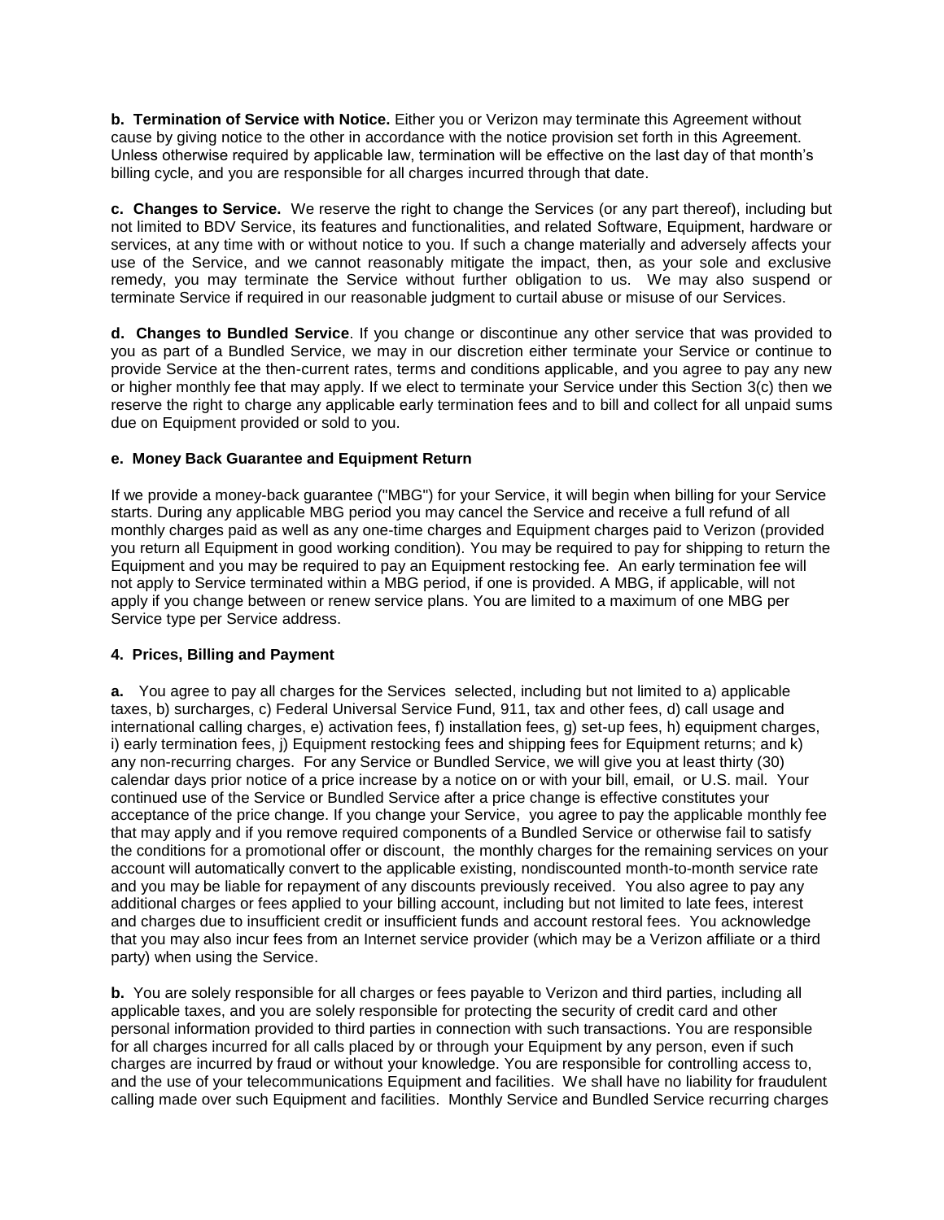**b. Termination of Service with Notice.** Either you or Verizon may terminate this Agreement without cause by giving notice to the other in accordance with the notice provision set forth in this Agreement. Unless otherwise required by applicable law, termination will be effective on the last day of that month's billing cycle, and you are responsible for all charges incurred through that date.

**c. Changes to Service.** We reserve the right to change the Services (or any part thereof), including but not limited to BDV Service, its features and functionalities, and related Software, Equipment, hardware or services, at any time with or without notice to you. If such a change materially and adversely affects your use of the Service, and we cannot reasonably mitigate the impact, then, as your sole and exclusive remedy, you may terminate the Service without further obligation to us. We may also suspend or terminate Service if required in our reasonable judgment to curtail abuse or misuse of our Services.

**d. Changes to Bundled Service**. If you change or discontinue any other service that was provided to you as part of a Bundled Service, we may in our discretion either terminate your Service or continue to provide Service at the then-current rates, terms and conditions applicable, and you agree to pay any new or higher monthly fee that may apply. If we elect to terminate your Service under this Section 3(c) then we reserve the right to charge any applicable early termination fees and to bill and collect for all unpaid sums due on Equipment provided or sold to you.

**e. Money Back Guarantee and Equipment Return**

If we provide a money-back guarantee ("MBG") for your Service, it will begin when billing for your Service starts. During any applicable MBG period you may cancel the Service and receive a full refund of all monthly charges paid as well as any one-time charges and Equipment charges paid to Verizon (provided you return all Equipment in good working condition). You may be required to pay for shipping to return the Equipment and you may be required to pay an Equipment restocking fee. An early termination fee will not apply to Service terminated within a MBG period, if one is provided. A MBG, if applicable, will not apply if you change between or renew service plans. You are limited to a maximum of one MBG per Service type per Service address.

**4. Prices, Billing and Payment**

**a.** You agree to pay all charges for the Services selected, including but not limited to a) applicable taxes, b) surcharges, c) Federal Universal Service Fund, 911, tax and other fees, d) call usage and international calling charges, e) activation fees, f) installation fees, g) set-up fees, h) equipment charges, i) early termination fees, j) Equipment restocking fees and shipping fees for Equipment returns; and k) any non-recurring charges. For any Service or Bundled Service, we will give you at least thirty (30) calendar days prior notice of a price increase by a notice on or with your bill, email, or U.S. mail. Your continued use of the Service or Bundled Service after a price change is effective constitutes your acceptance of the price change. If you change your Service, you agree to pay the applicable monthly fee that may apply and if you remove required components of a Bundled Service or otherwise fail to satisfy the conditions for a promotional offer or discount, the monthly charges for the remaining services on your account will automatically convert to the applicable existing, nondiscounted month-to-month service rate and you may be liable for repayment of any discounts previously received. You also agree to pay any additional charges or fees applied to your billing account, including but not limited to late fees, interest and charges due to insufficient credit or insufficient funds and account restoral fees. You acknowledge that you may also incur fees from an Internet service provider (which may be a Verizon affiliate or a third party) when using the Service.

**b.** You are solely responsible for all charges or fees payable to Verizon and third parties, including all applicable taxes, and you are solely responsible for protecting the security of credit card and other personal information provided to third parties in connection with such transactions. You are responsible for all charges incurred for all calls placed by or through your Equipment by any person, even if such charges are incurred by fraud or without your knowledge. You are responsible for controlling access to, and the use of your telecommunications Equipment and facilities. We shall have no liability for fraudulent calling made over such Equipment and facilities. Monthly Service and Bundled Service recurring charges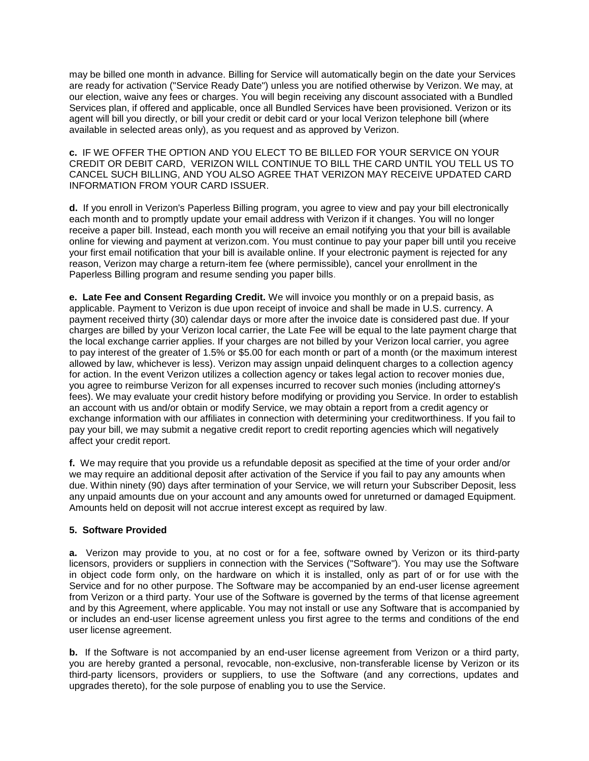may be billed one month in advance. Billing for Service will automatically begin on the date your Services are ready for activation ("Service Ready Date") unless you are notified otherwise by Verizon. We may, at our election, waive any fees or charges. You will begin receiving any discount associated with a Bundled Services plan, if offered and applicable, once all Bundled Services have been provisioned. Verizon or its agent will bill you directly, or bill your credit or debit card or your local Verizon telephone bill (where available in selected areas only), as you request and as approved by Verizon.

**c.** IF WE OFFER THE OPTION AND YOU ELECT TO BE BILLED FOR YOUR SERVICE ON YOUR CREDIT OR DEBIT CARD, VERIZON WILL CONTINUE TO BILL THE CARD UNTIL YOU TELL US TO CANCEL SUCH BILLING, AND YOU ALSO AGREE THAT VERIZON MAY RECEIVE UPDATED CARD INFORMATION FROM YOUR CARD ISSUER.

**d.** If you enroll in Verizon's Paperless Billing program, you agree to view and pay your bill electronically each month and to promptly update your email address with Verizon if it changes. You will no longer receive a paper bill. Instead, each month you will receive an email notifying you that your bill is available online for viewing and payment at verizon.com. You must continue to pay your paper bill until you receive your first email notification that your bill is available online. If your electronic payment is rejected for any reason, Verizon may charge a return-item fee (where permissible), cancel your enrollment in the Paperless Billing program and resume sending you paper bills.

**e. Late Fee and Consent Regarding Credit.** We will invoice you monthly or on a prepaid basis, as applicable. Payment to Verizon is due upon receipt of invoice and shall be made in U.S. currency. A payment received thirty (30) calendar days or more after the invoice date is considered past due. If your charges are billed by your Verizon local carrier, the Late Fee will be equal to the late payment charge that the local exchange carrier applies. If your charges are not billed by your Verizon local carrier, you agree to pay interest of the greater of 1.5% or $5.00 for each month or part of a month (or the maximum interest allowed by law, whichever is less). Verizon may assign unpaid delinquent charges to a collection agency for action. In the event Verizon utilizes a collection agency or takes legal action to recover monies due, you agree to reimburse Verizon for all expenses incurred to recover such monies (including attorney's fees). We may evaluate your credit history before modifying or providing you Service. In order to establish an account with us and/or obtain or modify Service, we may obtain a report from a credit agency or exchange information with our affiliates in connection with determining your creditworthiness. If you fail to pay your bill, we may submit a negative credit report to credit reporting agencies which will negatively affect your credit report.

**f.** We may require that you provide us a refundable deposit as specified at the time of your order and/or we may require an additional deposit after activation of the Service if you fail to pay any amounts when due. Within ninety (90) days after termination of your Service, we will return your Subscriber Deposit, less any unpaid amounts due on your account and any amounts owed for unreturned or damaged Equipment. Amounts held on deposit will not accrue interest except as required by law.

**5. Software Provided**

**a.** Verizon may provide to you, at no cost or for a fee, software owned by Verizon or its third-party licensors, providers or suppliers in connection with the Services ("Software"). You may use the Software in object code form only, on the hardware on which it is installed, only as part of or for use with the Service and for no other purpose. The Software may be accompanied by an end-user license agreement from Verizon or a third party. Your use of the Software is governed by the terms of that license agreement and by this Agreement, where applicable. You may not install or use any Software that is accompanied by or includes an end-user license agreement unless you first agree to the terms and conditions of the end user license agreement.

**b.** If the Software is not accompanied by an end-user license agreement from Verizon or a third party, you are hereby granted a personal, revocable, non-exclusive, non-transferable license by Verizon or its third-party licensors, providers or suppliers, to use the Software (and any corrections, updates and upgrades thereto), for the sole purpose of enabling you to use the Service.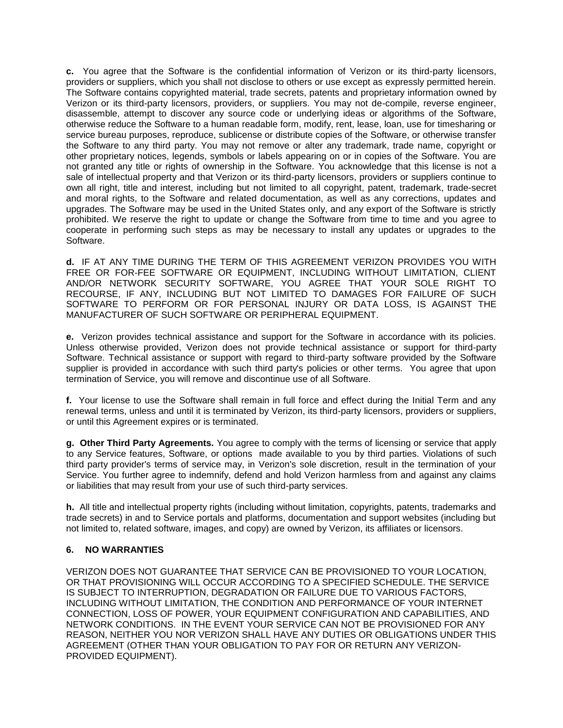**c.** You agree that the Software is the confidential information of Verizon or its third-party licensors, providers or suppliers, which you shall not disclose to others or use except as expressly permitted herein. The Software contains copyrighted material, trade secrets, patents and proprietary information owned by Verizon or its third-party licensors, providers, or suppliers. You may not de-compile, reverse engineer, disassemble, attempt to discover any source code or underlying ideas or algorithms of the Software, otherwise reduce the Software to a human readable form, modify, rent, lease, loan, use for timesharing or service bureau purposes, reproduce, sublicense or distribute copies of the Software, or otherwise transfer the Software to any third party. You may not remove or alter any trademark, trade name, copyright or other proprietary notices, legends, symbols or labels appearing on or in copies of the Software. You are not granted any title or rights of ownership in the Software. You acknowledge that this license is not a sale of intellectual property and that Verizon or its third-party licensors, providers or suppliers continue to own all right, title and interest, including but not limited to all copyright, patent, trademark, trade-secret and moral rights, to the Software and related documentation, as well as any corrections, updates and upgrades. The Software may be used in the United States only, and any export of the Software is strictly prohibited. We reserve the right to update or change the Software from time to time and you agree to cooperate in performing such steps as may be necessary to install any updates or upgrades to the Software.

**d.** IF AT ANY TIME DURING THE TERM OF THIS AGREEMENT VERIZON PROVIDES YOU WITH FREE OR FOR-FEE SOFTWARE OR EQUIPMENT, INCLUDING WITHOUT LIMITATION, CLIENT AND/OR NETWORK SECURITY SOFTWARE, YOU AGREE THAT YOUR SOLE RIGHT TO RECOURSE, IF ANY, INCLUDING BUT NOT LIMITED TO DAMAGES FOR FAILURE OF SUCH SOFTWARE TO PERFORM OR FOR PERSONAL INJURY OR DATA LOSS, IS AGAINST THE MANUFACTURER OF SUCH SOFTWARE OR PERIPHERAL EQUIPMENT.

**e.** Verizon provides technical assistance and support for the Software in accordance with its policies. Unless otherwise provided, Verizon does not provide technical assistance or support for third-party Software. Technical assistance or support with regard to third-party software provided by the Software supplier is provided in accordance with such third party's policies or other terms. You agree that upon termination of Service, you will remove and discontinue use of all Software.

**f.** Your license to use the Software shall remain in full force and effect during the Initial Term and any renewal terms, unless and until it is terminated by Verizon, its third-party licensors, providers or suppliers, or until this Agreement expires or is terminated.

**g. Other Third Party Agreements.** You agree to comply with the terms of licensing or service that apply to any Service features, Software, or options made available to you by third parties. Violations of such third party provider's terms of service may, in Verizon's sole discretion, result in the termination of your Service. You further agree to indemnify, defend and hold Verizon harmless from and against any claims or liabilities that may result from your use of such third-party services.

**h.** All title and intellectual property rights (including without limitation, copyrights, patents, trademarks and trade secrets) in and to Service portals and platforms, documentation and support websites (including but not limited to, related software, images, and copy) are owned by Verizon, its affiliates or licensors.

## 6. NO WARRANTIES

VERIZON DOES NOT GUARANTEE THAT SERVICE CAN BE PROVISIONED TO YOUR LOCATION, OR THAT PROVISIONING WILL OCCUR ACCORDING TO A SPECIFIED SCHEDULE. THE SERVICE IS SUBJECT TO INTERRUPTION, DEGRADATION OR FAILURE DUE TO VARIOUS FACTORS, INCLUDING WITHOUT LIMITATION, THE CONDITION AND PERFORMANCE OF YOUR INTERNET CONNECTION, LOSS OF POWER, YOUR EQUIPMENT CONFIGURATION AND CAPABILITIES, AND NETWORK CONDITIONS. IN THE EVENT YOUR SERVICE CAN NOT BE PROVISIONED FOR ANY REASON, NEITHER YOU NOR VERIZON SHALL HAVE ANY DUTIES OR OBLIGATIONS UNDER THIS AGREEMENT (OTHER THAN YOUR OBLIGATION TO PAY FOR OR RETURN ANY VERIZON-PROVIDED EQUIPMENT).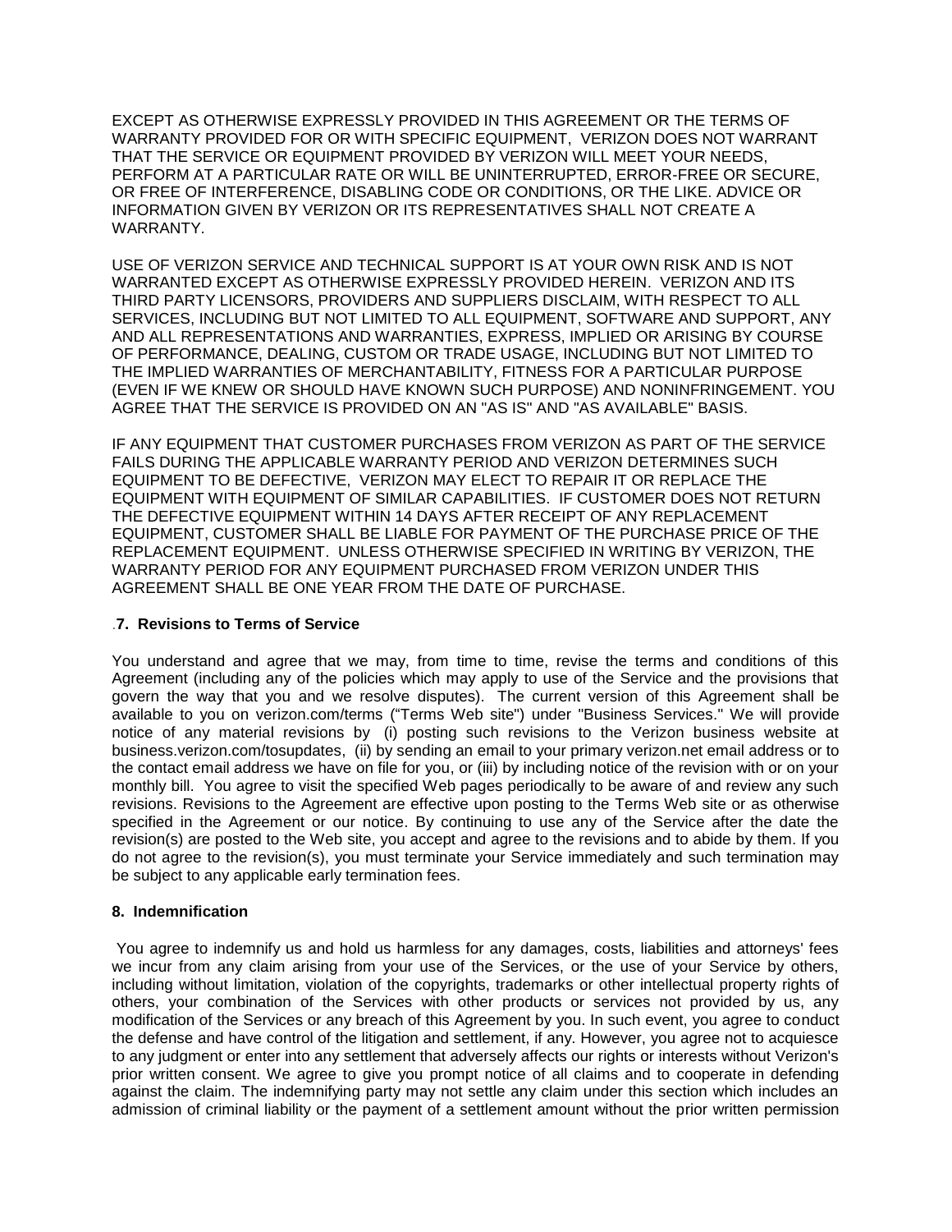EXCEPT AS OTHERWISE EXPRESSLY PROVIDED IN THIS AGREEMENT OR THE TERMS OF WARRANTY PROVIDED FOR OR WITH SPECIFIC EQUIPMENT, VERIZON DOES NOT WARRANT THAT THE SERVICE OR EQUIPMENT PROVIDED BY VERIZON WILL MEET YOUR NEEDS, PERFORM AT A PARTICULAR RATE OR WILL BE UNINTERRUPTED, ERROR-FREE OR SECURE, OR FREE OF INTERFERENCE, DISABLING CODE OR CONDITIONS, OR THE LIKE. ADVICE OR INFORMATION GIVEN BY VERIZON OR ITS REPRESENTATIVES SHALL NOT CREATE A WARRANTY.

USE OF VERIZON SERVICE AND TECHNICAL SUPPORT IS AT YOUR OWN RISK AND IS NOT WARRANTED EXCEPT AS OTHERWISE EXPRESSLY PROVIDED HEREIN. VERIZON AND ITS THIRD PARTY LICENSORS, PROVIDERS AND SUPPLIERS DISCLAIM, WITH RESPECT TO ALL SERVICES, INCLUDING BUT NOT LIMITED TO ALL EQUIPMENT, SOFTWARE AND SUPPORT, ANY AND ALL REPRESENTATIONS AND WARRANTIES, EXPRESS, IMPLIED OR ARISING BY COURSE OF PERFORMANCE, DEALING, CUSTOM OR TRADE USAGE, INCLUDING BUT NOT LIMITED TO THE IMPLIED WARRANTIES OF MERCHANTABILITY, FITNESS FOR A PARTICULAR PURPOSE (EVEN IF WE KNEW OR SHOULD HAVE KNOWN SUCH PURPOSE) AND NONINFRINGEMENT. YOU AGREE THAT THE SERVICE IS PROVIDED ON AN "AS IS" AND "AS AVAILABLE" BASIS.

IF ANY EQUIPMENT THAT CUSTOMER PURCHASES FROM VERIZON AS PART OF THE SERVICE FAILS DURING THE APPLICABLE WARRANTY PERIOD AND VERIZON DETERMINES SUCH EQUIPMENT TO BE DEFECTIVE, VERIZON MAY ELECT TO REPAIR IT OR REPLACE THE EQUIPMENT WITH EQUIPMENT OF SIMILAR CAPABILITIES. IF CUSTOMER DOES NOT RETURN THE DEFECTIVE EQUIPMENT WITHIN 14 DAYS AFTER RECEIPT OF ANY REPLACEMENT EQUIPMENT, CUSTOMER SHALL BE LIABLE FOR PAYMENT OF THE PURCHASE PRICE OF THE REPLACEMENT EQUIPMENT. UNLESS OTHERWISE SPECIFIED IN WRITING BY VERIZON, THE WARRANTY PERIOD FOR ANY EQUIPMENT PURCHASED FROM VERIZON UNDER THIS AGREEMENT SHALL BE ONE YEAR FROM THE DATE OF PURCHASE.

## .7. Revisions to Terms of Service

You understand and agree that we may, from time to time, revise the terms and conditions of this Agreement (including any of the policies which may apply to use of the Service and the provisions that govern the way that you and we resolve disputes). The current version of this Agreement shall be available to you on verizon.com/terms ("Terms Web site") under "Business Services." We will provide notice of any material revisions by (i) posting such revisions to the Verizon business website at business.verizon.com/tosupdates, (ii) by sending an email to your primary verizon.net email address or to the contact email address we have on file for you, or (iii) by including notice of the revision with or on your monthly bill. You agree to visit the specified Web pages periodically to be aware of and review any such revisions. Revisions to the Agreement are effective upon posting to the Terms Web site or as otherwise specified in the Agreement or our notice. By continuing to use any of the Service after the date the revision(s) are posted to the Web site, you accept and agree to the revisions and to abide by them. If you do not agree to the revision(s), you must terminate your Service immediately and such termination may be subject to any applicable early termination fees.

## 8. Indemnification

You agree to indemnify us and hold us harmless for any damages, costs, liabilities and attorneys' fees we incur from any claim arising from your use of the Services, or the use of your Service by others, including without limitation, violation of the copyrights, trademarks or other intellectual property rights of others, your combination of the Services with other products or services not provided by us, any modification of the Services or any breach of this Agreement by you. In such event, you agree to conduct the defense and have control of the litigation and settlement, if any. However, you agree not to acquiesce to any judgment or enter into any settlement that adversely affects our rights or interests without Verizon's prior written consent. We agree to give you prompt notice of all claims and to cooperate in defending against the claim. The indemnifying party may not settle any claim under this section which includes an admission of criminal liability or the payment of a settlement amount without the prior written permission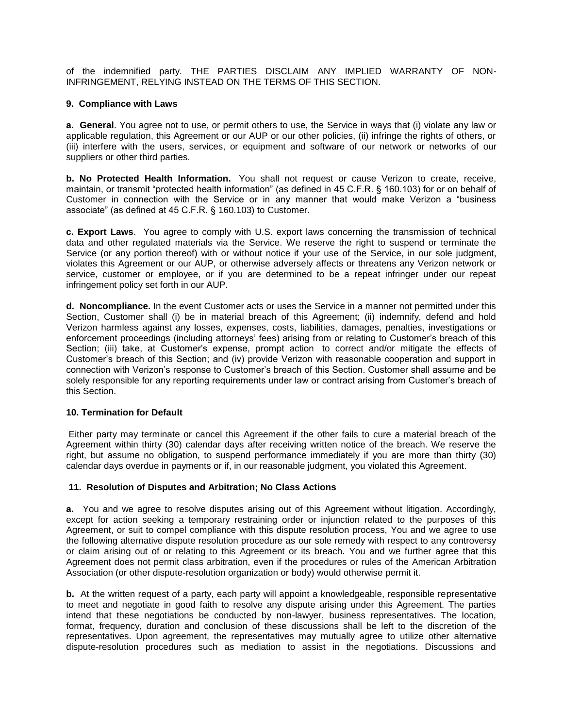of the indemnified party. THE PARTIES DISCLAIM ANY IMPLIED WARRANTY OF NON-INFRINGEMENT, RELYING INSTEAD ON THE TERMS OF THIS SECTION.

### 9. Compliance with Laws

**a. General**. You agree not to use, or permit others to use, the Service in ways that (i) violate any law or applicable regulation, this Agreement or our AUP or our other policies, (ii) infringe the rights of others, or (iii) interfere with the users, services, or equipment and software of our network or networks of our suppliers or other third parties.

**b. No Protected Health Information.** You shall not request or cause Verizon to create, receive, maintain, or transmit "protected health information" (as defined in 45 C.F.R. § 160.103) for or on behalf of Customer in connection with the Service or in any manner that would make Verizon a "business associate" (as defined at 45 C.F.R. § 160.103) to Customer.

**c. Export Laws**. You agree to comply with U.S. export laws concerning the transmission of technical data and other regulated materials via the Service. We reserve the right to suspend or terminate the Service (or any portion thereof) with or without notice if your use of the Service, in our sole judgment, violates this Agreement or our AUP, or otherwise adversely affects or threatens any Verizon network or service, customer or employee, or if you are determined to be a repeat infringer under our repeat infringement policy set forth in our AUP.

**d. Noncompliance.** In the event Customer acts or uses the Service in a manner not permitted under this Section, Customer shall (i) be in material breach of this Agreement; (ii) indemnify, defend and hold Verizon harmless against any losses, expenses, costs, liabilities, damages, penalties, investigations or enforcement proceedings (including attorneys' fees) arising from or relating to Customer's breach of this Section; (iii) take, at Customer's expense, prompt action to correct and/or mitigate the effects of Customer's breach of this Section; and (iv) provide Verizon with reasonable cooperation and support in connection with Verizon's response to Customer's breach of this Section. Customer shall assume and be solely responsible for any reporting requirements under law or contract arising from Customer's breach of this Section.

### 10. Termination for Default

Either party may terminate or cancel this Agreement if the other fails to cure a material breach of the Agreement within thirty (30) calendar days after receiving written notice of the breach. We reserve the right, but assume no obligation, to suspend performance immediately if you are more than thirty (30) calendar days overdue in payments or if, in our reasonable judgment, you violated this Agreement.

### 11. Resolution of Disputes and Arbitration; No Class Actions

**a.** You and we agree to resolve disputes arising out of this Agreement without litigation. Accordingly, except for action seeking a temporary restraining order or injunction related to the purposes of this Agreement, or suit to compel compliance with this dispute resolution process, You and we agree to use the following alternative dispute resolution procedure as our sole remedy with respect to any controversy or claim arising out of or relating to this Agreement or its breach. You and we further agree that this Agreement does not permit class arbitration, even if the procedures or rules of the American Arbitration Association (or other dispute-resolution organization or body) would otherwise permit it.

**b.** At the written request of a party, each party will appoint a knowledgeable, responsible representative to meet and negotiate in good faith to resolve any dispute arising under this Agreement. The parties intend that these negotiations be conducted by non-lawyer, business representatives. The location, format, frequency, duration and conclusion of these discussions shall be left to the discretion of the representatives. Upon agreement, the representatives may mutually agree to utilize other alternative dispute-resolution procedures such as mediation to assist in the negotiations. Discussions and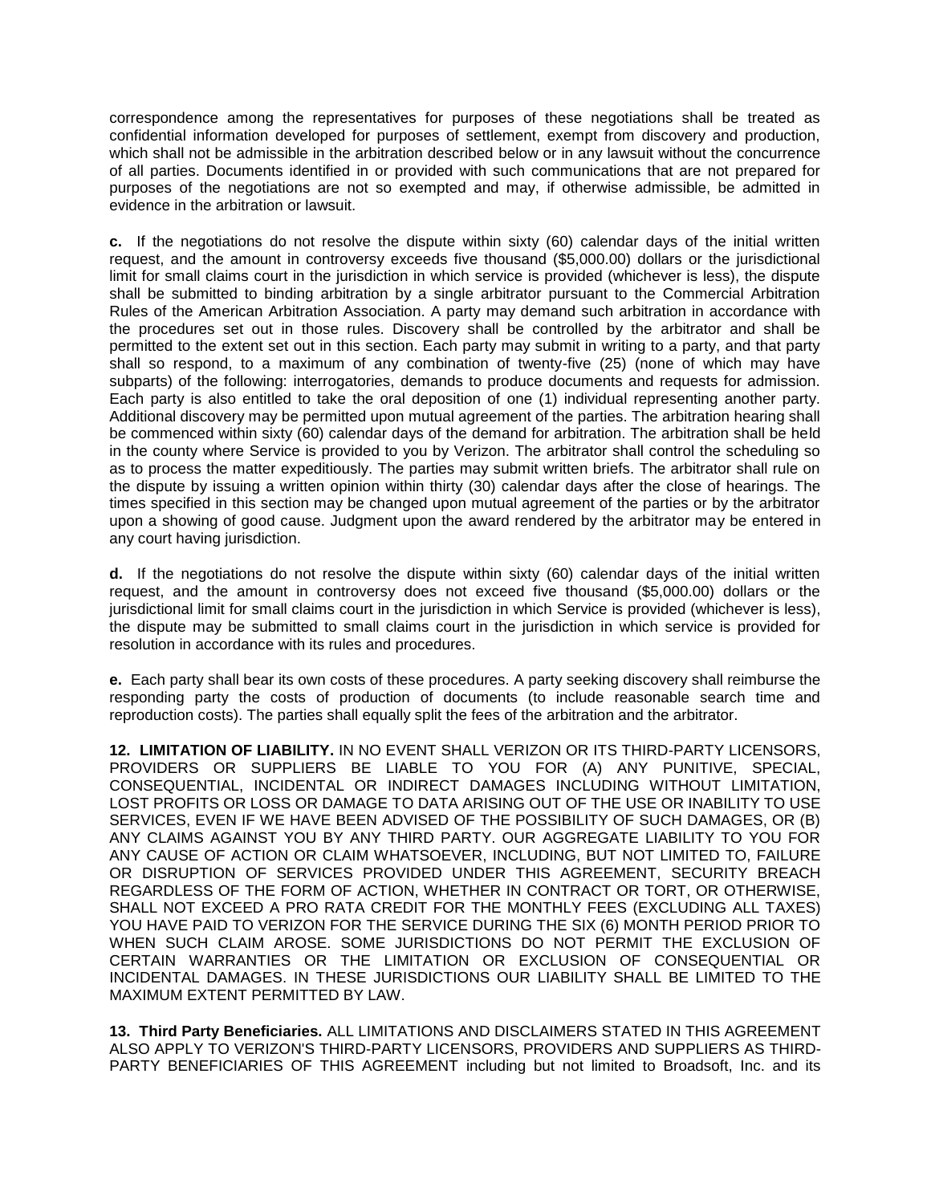correspondence among the representatives for purposes of these negotiations shall be treated as confidential information developed for purposes of settlement, exempt from discovery and production, which shall not be admissible in the arbitration described below or in any lawsuit without the concurrence of all parties. Documents identified in or provided with such communications that are not prepared for purposes of the negotiations are not so exempted and may, if otherwise admissible, be admitted in evidence in the arbitration or lawsuit.

**c.** If the negotiations do not resolve the dispute within sixty (60) calendar days of the initial written request, and the amount in controversy exceeds five thousand ($5,000.00) dollars or the jurisdictional limit for small claims court in the jurisdiction in which service is provided (whichever is less), the dispute shall be submitted to binding arbitration by a single arbitrator pursuant to the Commercial Arbitration Rules of the American Arbitration Association. A party may demand such arbitration in accordance with the procedures set out in those rules. Discovery shall be controlled by the arbitrator and shall be permitted to the extent set out in this section. Each party may submit in writing to a party, and that party shall so respond, to a maximum of any combination of twenty-five (25) (none of which may have subparts) of the following: interrogatories, demands to produce documents and requests for admission. Each party is also entitled to take the oral deposition of one (1) individual representing another party. Additional discovery may be permitted upon mutual agreement of the parties. The arbitration hearing shall be commenced within sixty (60) calendar days of the demand for arbitration. The arbitration shall be held in the county where Service is provided to you by Verizon. The arbitrator shall control the scheduling so as to process the matter expeditiously. The parties may submit written briefs. The arbitrator shall rule on the dispute by issuing a written opinion within thirty (30) calendar days after the close of hearings. The times specified in this section may be changed upon mutual agreement of the parties or by the arbitrator upon a showing of good cause. Judgment upon the award rendered by the arbitrator may be entered in any court having jurisdiction.

**d.** If the negotiations do not resolve the dispute within sixty (60) calendar days of the initial written request, and the amount in controversy does not exceed five thousand ($5,000.00) dollars or the jurisdictional limit for small claims court in the jurisdiction in which Service is provided (whichever is less), the dispute may be submitted to small claims court in the jurisdiction in which service is provided for resolution in accordance with its rules and procedures.

**e.** Each party shall bear its own costs of these procedures. A party seeking discovery shall reimburse the responding party the costs of production of documents (to include reasonable search time and reproduction costs). The parties shall equally split the fees of the arbitration and the arbitrator.

**12. LIMITATION OF LIABILITY.** IN NO EVENT SHALL VERIZON OR ITS THIRD-PARTY LICENSORS, PROVIDERS OR SUPPLIERS BE LIABLE TO YOU FOR (A) ANY PUNITIVE, SPECIAL, CONSEQUENTIAL, INCIDENTAL OR INDIRECT DAMAGES INCLUDING WITHOUT LIMITATION, LOST PROFITS OR LOSS OR DAMAGE TO DATA ARISING OUT OF THE USE OR INABILITY TO USE SERVICES, EVEN IF WE HAVE BEEN ADVISED OF THE POSSIBILITY OF SUCH DAMAGES, OR (B) ANY CLAIMS AGAINST YOU BY ANY THIRD PARTY. OUR AGGREGATE LIABILITY TO YOU FOR ANY CAUSE OF ACTION OR CLAIM WHATSOEVER, INCLUDING, BUT NOT LIMITED TO, FAILURE OR DISRUPTION OF SERVICES PROVIDED UNDER THIS AGREEMENT, SECURITY BREACH REGARDLESS OF THE FORM OF ACTION, WHETHER IN CONTRACT OR TORT, OR OTHERWISE, SHALL NOT EXCEED A PRO RATA CREDIT FOR THE MONTHLY FEES (EXCLUDING ALL TAXES) YOU HAVE PAID TO VERIZON FOR THE SERVICE DURING THE SIX (6) MONTH PERIOD PRIOR TO WHEN SUCH CLAIM AROSE. SOME JURISDICTIONS DO NOT PERMIT THE EXCLUSION OF CERTAIN WARRANTIES OR THE LIMITATION OR EXCLUSION OF CONSEQUENTIAL OR INCIDENTAL DAMAGES. IN THESE JURISDICTIONS OUR LIABILITY SHALL BE LIMITED TO THE MAXIMUM EXTENT PERMITTED BY LAW.

**13. Third Party Beneficiaries.** ALL LIMITATIONS AND DISCLAIMERS STATED IN THIS AGREEMENT ALSO APPLY TO VERIZON'S THIRD-PARTY LICENSORS, PROVIDERS AND SUPPLIERS AS THIRD-PARTY BENEFICIARIES OF THIS AGREEMENT including but not limited to Broadsoft, Inc. and its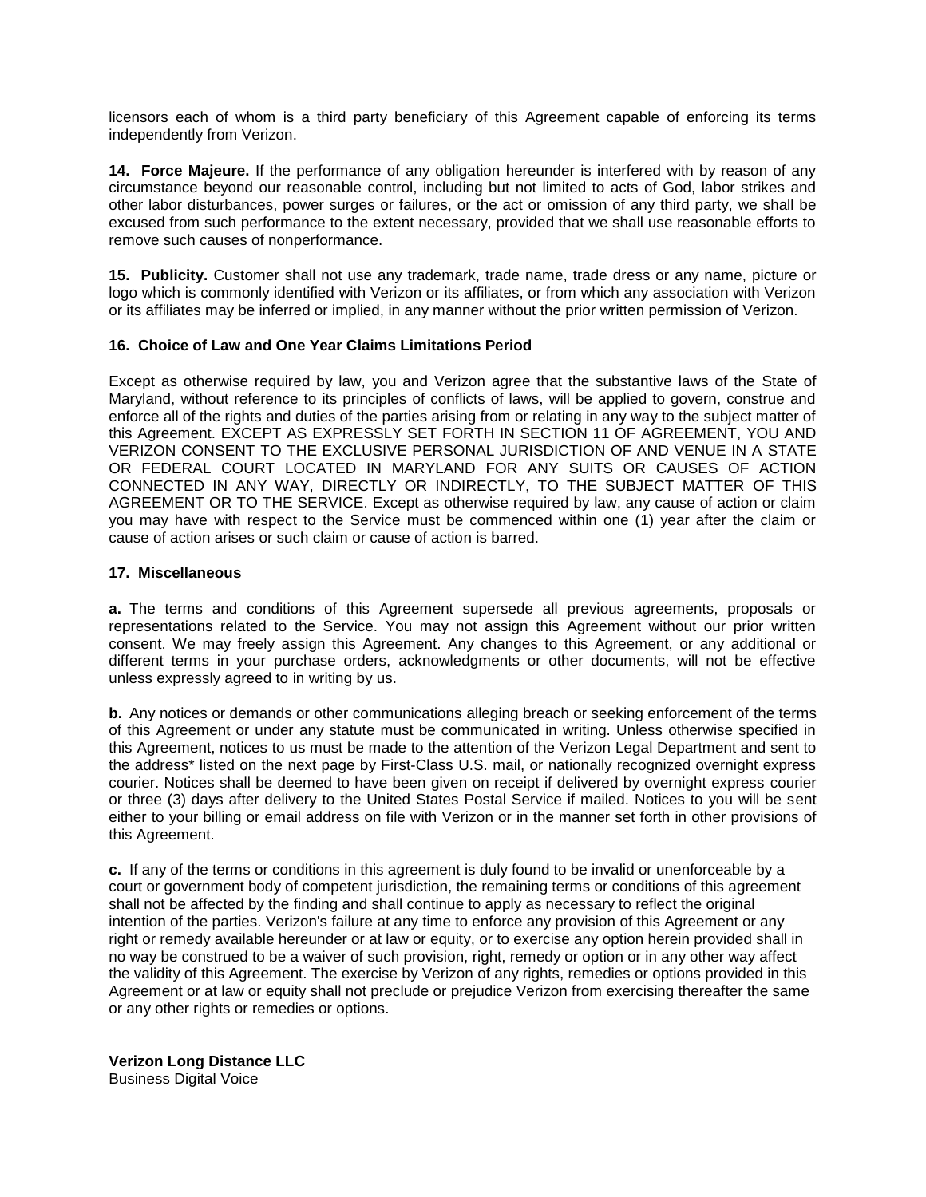licensors each of whom is a third party beneficiary of this Agreement capable of enforcing its terms independently from Verizon.

**14. Force Majeure.** If the performance of any obligation hereunder is interfered with by reason of any circumstance beyond our reasonable control, including but not limited to acts of God, labor strikes and other labor disturbances, power surges or failures, or the act or omission of any third party, we shall be excused from such performance to the extent necessary, provided that we shall use reasonable efforts to remove such causes of nonperformance.

**15. Publicity.** Customer shall not use any trademark, trade name, trade dress or any name, picture or logo which is commonly identified with Verizon or its affiliates, or from which any association with Verizon or its affiliates may be inferred or implied, in any manner without the prior written permission of Verizon.

**16. Choice of Law and One Year Claims Limitations Period**

Except as otherwise required by law, you and Verizon agree that the substantive laws of the State of Maryland, without reference to its principles of conflicts of laws, will be applied to govern, construe and enforce all of the rights and duties of the parties arising from or relating in any way to the subject matter of this Agreement. EXCEPT AS EXPRESSLY SET FORTH IN SECTION 11 OF AGREEMENT, YOU AND VERIZON CONSENT TO THE EXCLUSIVE PERSONAL JURISDICTION OF AND VENUE IN A STATE OR FEDERAL COURT LOCATED IN MARYLAND FOR ANY SUITS OR CAUSES OF ACTION CONNECTED IN ANY WAY, DIRECTLY OR INDIRECTLY, TO THE SUBJECT MATTER OF THIS AGREEMENT OR TO THE SERVICE. Except as otherwise required by law, any cause of action or claim you may have with respect to the Service must be commenced within one (1) year after the claim or cause of action arises or such claim or cause of action is barred.

**17. Miscellaneous**

**a.** The terms and conditions of this Agreement supersede all previous agreements, proposals or representations related to the Service. You may not assign this Agreement without our prior written consent. We may freely assign this Agreement. Any changes to this Agreement, or any additional or different terms in your purchase orders, acknowledgments or other documents, will not be effective unless expressly agreed to in writing by us.

**b.** Any notices or demands or other communications alleging breach or seeking enforcement of the terms of this Agreement or under any statute must be communicated in writing. Unless otherwise specified in this Agreement, notices to us must be made to the attention of the Verizon Legal Department and sent to the address* listed on the next page by First-Class U.S. mail, or nationally recognized overnight express courier. Notices shall be deemed to have been given on receipt if delivered by overnight express courier or three (3) days after delivery to the United States Postal Service if mailed. Notices to you will be sent either to your billing or email address on file with Verizon or in the manner set forth in other provisions of this Agreement.

**c.** If any of the terms or conditions in this agreement is duly found to be invalid or unenforceable by a court or government body of competent jurisdiction, the remaining terms or conditions of this agreement shall not be affected by the finding and shall continue to apply as necessary to reflect the original intention of the parties. Verizon's failure at any time to enforce any provision of this Agreement or any right or remedy available hereunder or at law or equity, or to exercise any option herein provided shall in no way be construed to be a waiver of such provision, right, remedy or option or in any other way affect the validity of this Agreement. The exercise by Verizon of any rights, remedies or options provided in this Agreement or at law or equity shall not preclude or prejudice Verizon from exercising thereafter the same or any other rights or remedies or options.

**Verizon Long Distance LLC**
Business Digital Voice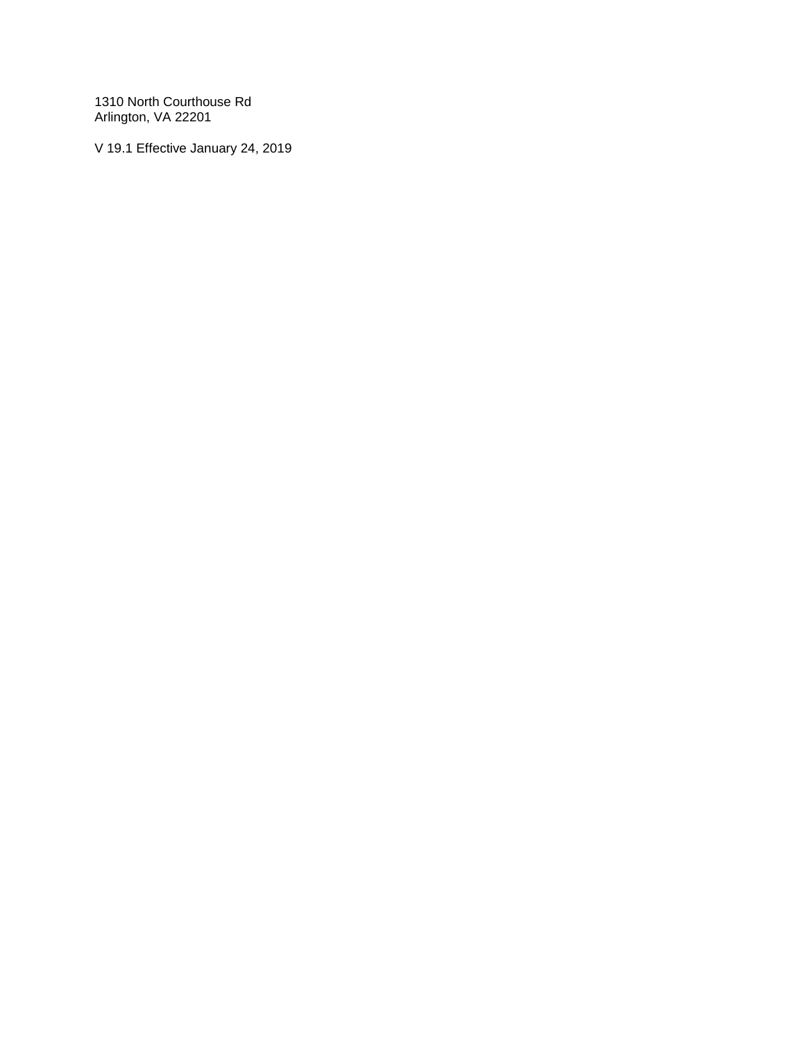1310 North Courthouse Rd
Arlington, VA 22201

V 19.1 Effective January 24, 2019